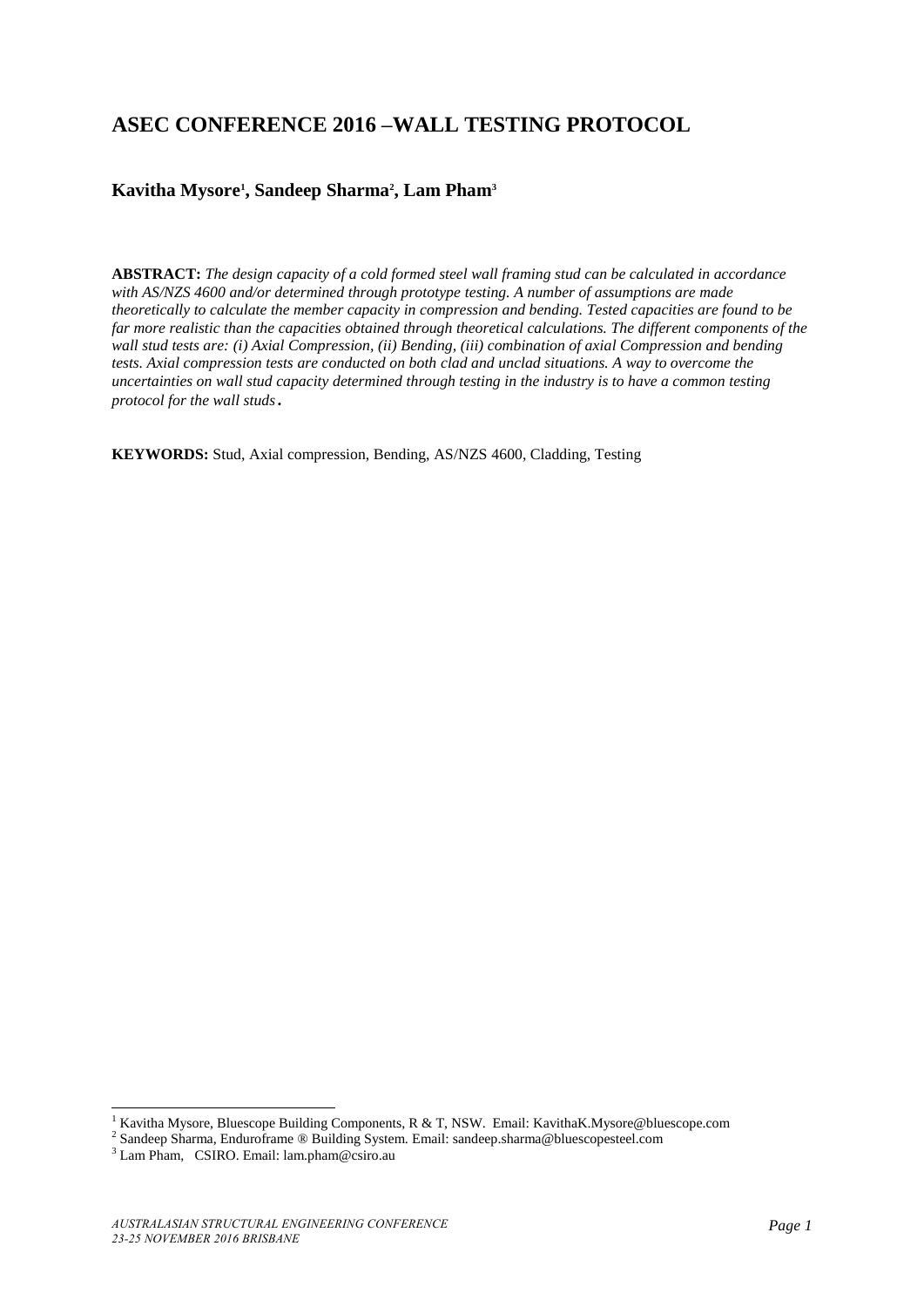# ASEC CONFERENCE 2016 –WALL TESTING PROTOCOL

**Kavitha Mysore[1], Sandeep Sharma[2], Lam Pham[3]**

**ABSTRACT:** *The design capacity of a cold formed steel wall framing stud can be calculated in accordance with AS/NZS 4600 and/or determined through prototype testing. A number of assumptions are made theoretically to calculate the member capacity in compression and bending. Tested capacities are found to be far more realistic than the capacities obtained through theoretical calculations. The different components of the wall stud tests are: (i) Axial Compression, (ii) Bending, (iii) combination of axial Compression and bending tests. Axial compression tests are conducted on both clad and unclad situations. A way to overcome the uncertainties on wall stud capacity determined through testing in the industry is to have a common testing protocol for the wall studs.*

**KEYWORDS:** Stud, Axial compression, Bending, AS/NZS 4600, Cladding, Testing

---

[1] Kavitha Mysore, Bluescope Building Components, R & T, NSW. Email: KavithaK.Mysore@bluescope.com

[2] Sandeep Sharma, Enduroframe ® Building System. Email: sandeep.sharma@bluescopesteel.com

[3] Lam Pham, CSIRO. Email: lam.pham@csiro.au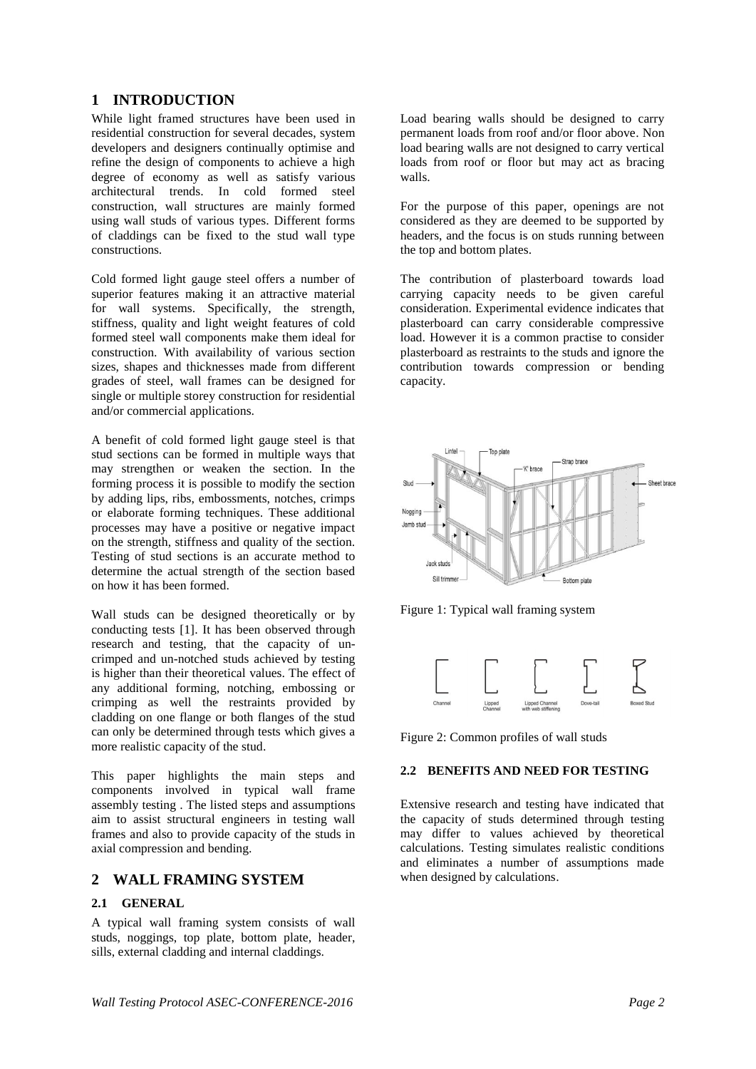# 1 INTRODUCTION

While light framed structures have been used in residential construction for several decades, system developers and designers continually optimise and refine the design of components to achieve a high degree of economy as well as satisfy various architectural trends. In cold formed steel construction, wall structures are mainly formed using wall studs of various types. Different forms of claddings can be fixed to the stud wall type constructions.

Cold formed light gauge steel offers a number of superior features making it an attractive material for wall systems. Specifically, the strength, stiffness, quality and light weight features of cold formed steel wall components make them ideal for construction. With availability of various section sizes, shapes and thicknesses made from different grades of steel, wall frames can be designed for single or multiple storey construction for residential and/or commercial applications.

A benefit of cold formed light gauge steel is that stud sections can be formed in multiple ways that may strengthen or weaken the section. In the forming process it is possible to modify the section by adding lips, ribs, embossments, notches, crimps or elaborate forming techniques. These additional processes may have a positive or negative impact on the strength, stiffness and quality of the section. Testing of stud sections is an accurate method to determine the actual strength of the section based on how it has been formed.

Wall studs can be designed theoretically or by conducting tests [1]. It has been observed through research and testing, that the capacity of un-crimped and un-notched studs achieved by testing is higher than their theoretical values. The effect of any additional forming, notching, embossing or crimping as well the restraints provided by cladding on one flange or both flanges of the stud can only be determined through tests which gives a more realistic capacity of the stud.

This paper highlights the main steps and components involved in typical wall frame assembly testing . The listed steps and assumptions aim to assist structural engineers in testing wall frames and also to provide capacity of the studs in axial compression and bending.

# 2 WALL FRAMING SYSTEM

## 2.1 GENERAL

A typical wall framing system consists of wall studs, noggings, top plate, bottom plate, header, sills, external cladding and internal claddings.

Load bearing walls should be designed to carry permanent loads from roof and/or floor above. Non load bearing walls are not designed to carry vertical loads from roof or floor but may act as bracing walls.

For the purpose of this paper, openings are not considered as they are deemed to be supported by headers, and the focus is on studs running between the top and bottom plates.

The contribution of plasterboard towards load carrying capacity needs to be given careful consideration. Experimental evidence indicates that plasterboard can carry considerable compressive load. However it is a common practise to consider plasterboard as restraints to the studs and ignore the contribution towards compression or bending capacity.

Figure 1: Typical wall framing system

Figure 2: Common profiles of wall studs

## 2.2 BENEFITS AND NEED FOR TESTING

Extensive research and testing have indicated that the capacity of studs determined through testing may differ to values achieved by theoretical calculations. Testing simulates realistic conditions and eliminates a number of assumptions made when designed by calculations.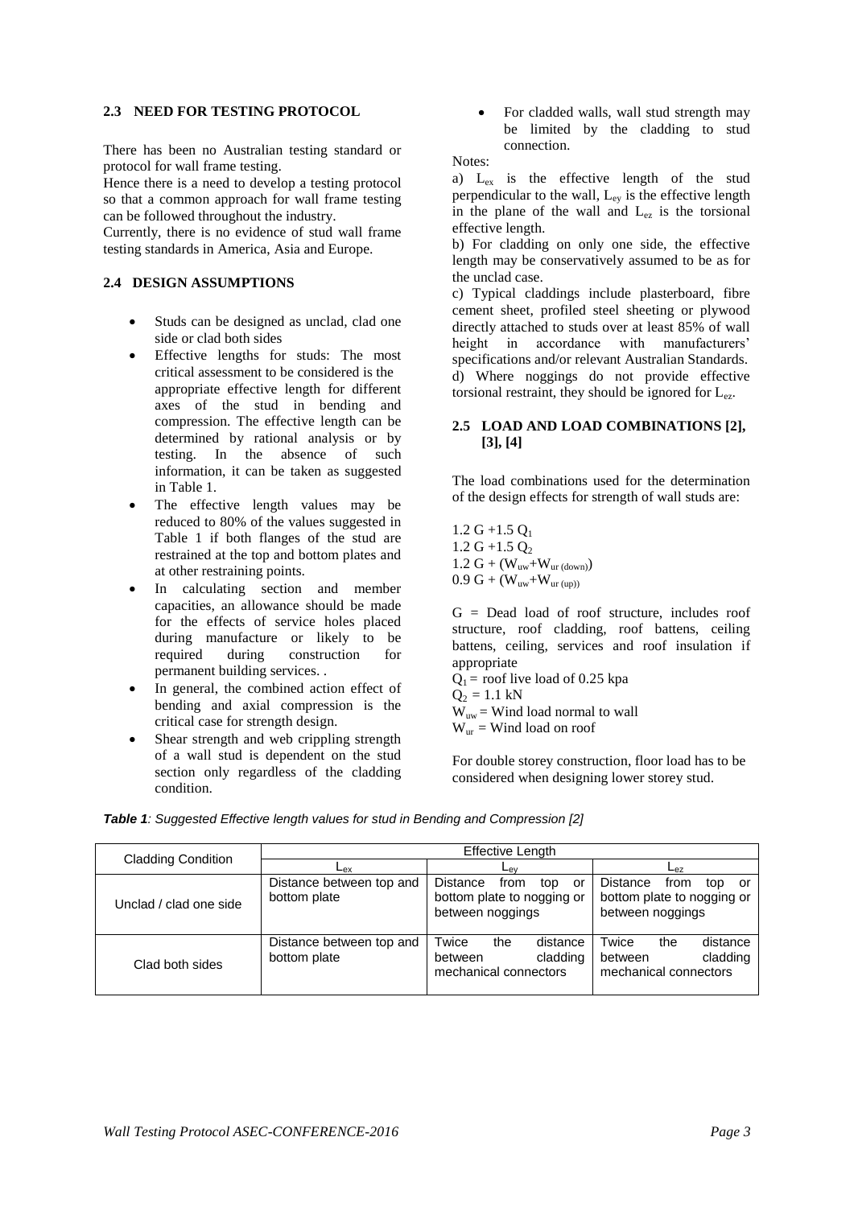## 2.3 NEED FOR TESTING PROTOCOL

There has been no Australian testing standard or protocol for wall frame testing.

Hence there is a need to develop a testing protocol so that a common approach for wall frame testing can be followed throughout the industry.

Currently, there is no evidence of stud wall frame testing standards in America, Asia and Europe.

## 2.4 DESIGN ASSUMPTIONS

- Studs can be designed as unclad, clad one side or clad both sides
- Effective lengths for studs: The most critical assessment to be considered is the appropriate effective length for different axes of the stud in bending and compression. The effective length can be determined by rational analysis or by testing. In the absence of such information, it can be taken as suggested in Table 1.
- The effective length values may be reduced to 80% of the values suggested in Table 1 if both flanges of the stud are restrained at the top and bottom plates and at other restraining points.
- In calculating section and member capacities, an allowance should be made for the effects of service holes placed during manufacture or likely to be required during construction for permanent building services. .
- In general, the combined action effect of bending and axial compression is the critical case for strength design.
- Shear strength and web crippling strength of a wall stud is dependent on the stud section only regardless of the cladding condition.
- For cladded walls, wall stud strength may be limited by the cladding to stud connection.

Notes:

a) $L_{ex}$ is the effective length of the stud perpendicular to the wall, $L_{ey}$ is the effective length in the plane of the wall and $L_{ez}$ is the torsional effective length.

b) For cladding on only one side, the effective length may be conservatively assumed to be as for the unclad case.

c) Typical claddings include plasterboard, fibre cement sheet, profiled steel sheeting or plywood directly attached to studs over at least 85% of wall height in accordance with manufacturers' specifications and/or relevant Australian Standards.

d) Where noggings do not provide effective torsional restraint, they should be ignored for $L_{ez}$.

## 2.5 LOAD AND LOAD COMBINATIONS [2], [3], [4]

The load combinations used for the determination of the design effects for strength of wall studs are:

$1.2\ G + 1.5\ Q_1$

$1.2\ G + 1.5\ Q_2$

$1.2\ G + (W_{uw} + W_{ur\ (down)})$

$0.9\ G + (W_{uw} + W_{ur\ (up)})$

G = Dead load of roof structure, includes roof structure, roof cladding, roof battens, ceiling battens, ceiling, services and roof insulation if appropriate

$Q_1$ = roof live load of 0.25 kpa

$Q_2$ = 1.1 kN

$W_{uw}$ = Wind load normal to wall

$W_{ur}$ = Wind load on roof

For double storey construction, floor load has to be considered when designing lower storey stud.

***Table 1**: Suggested Effective length values for stud in Bending and Compression [2]*

| Cladding Condition | Effective Length | | |
|---|---|---|---|
| | $L_{ex}$ | $L_{ey}$ | $L_{ez}$ |
| Unclad / clad one side | Distance between top and bottom plate | Distance from top or bottom plate to nogging or between noggings | Distance from top or bottom plate to nogging or between noggings |
| Clad both sides | Distance between top and bottom plate | Twice the distance between cladding mechanical connectors | Twice the distance between cladding mechanical connectors |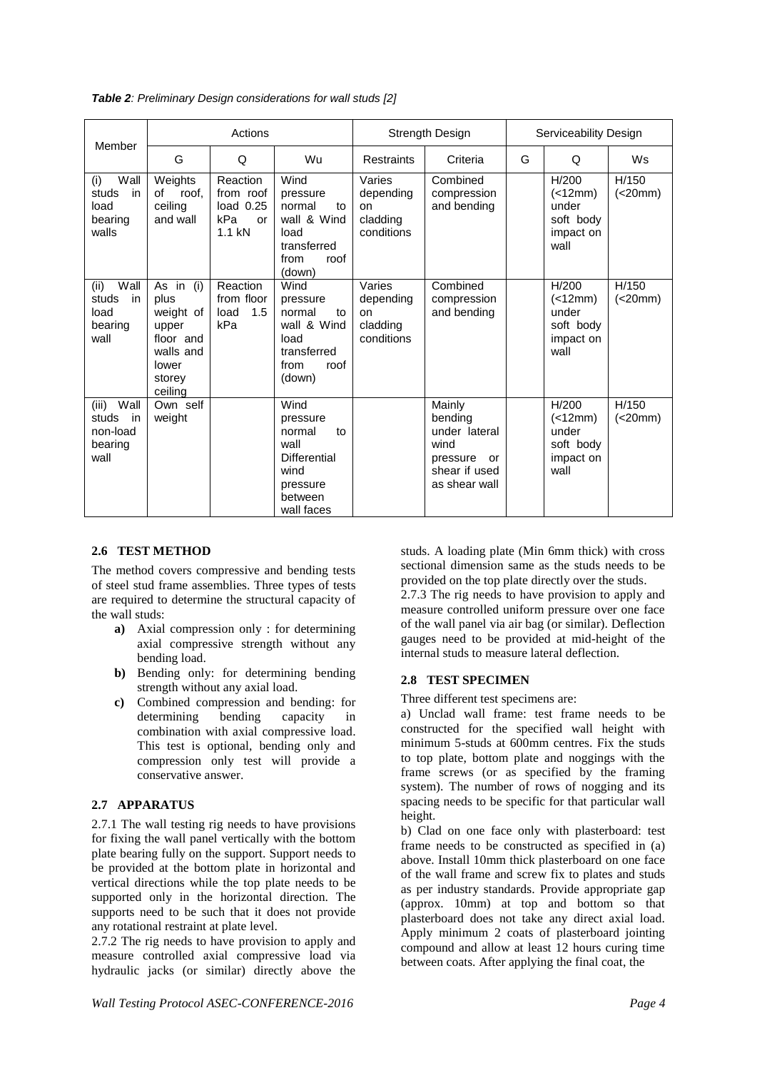***Table 2**: Preliminary Design considerations for wall studs [2]*

| Member | Actions | | | Strength Design | | Serviceability Design | | |
|---|---|---|---|---|---|---|---|---|
| | G | Q | Wu | Restraints | Criteria | G | Q | Ws |
| (i) Wall studs in load bearing walls | Weights of roof, ceiling and wall | Reaction from roof load 0.25 kPa or 1.1 kN | Wind pressure normal to wall & Wind load transferred from roof (down) | Varies depending on cladding conditions | Combined compression and bending | | H/200 (<12mm) under soft body impact on wall | H/150 (<20mm) |
| (ii) Wall studs in load bearing wall | As in (i) plus weight of upper floor and walls and lower storey ceiling | Reaction from floor load 1.5 kPa | Wind pressure normal to wall & Wind load transferred from roof (down) | Varies depending on cladding conditions | Combined compression and bending | | H/200 (<12mm) under soft body impact on wall | H/150 (<20mm) |
| (iii) Wall studs in non-load bearing wall | Own self weight | | Wind pressure normal to wall Differential wind pressure between wall faces | | Mainly bending under lateral wind pressure or shear if used as shear wall | | H/200 (<12mm) under soft body impact on wall | H/150 (<20mm) |

## 2.6 TEST METHOD

The method covers compressive and bending tests of steel stud frame assemblies. Three types of tests are required to determine the structural capacity of the wall studs:

- **a)** Axial compression only : for determining axial compressive strength without any bending load.
- **b)** Bending only: for determining bending strength without any axial load.
- **c)** Combined compression and bending: for determining bending capacity in combination with axial compressive load. This test is optional, bending only and compression only test will provide a conservative answer.

## 2.7 APPARATUS

2.7.1 The wall testing rig needs to have provisions for fixing the wall panel vertically with the bottom plate bearing fully on the support. Support needs to be provided at the bottom plate in horizontal and vertical directions while the top plate needs to be supported only in the horizontal direction. The supports need to be such that it does not provide any rotational restraint at plate level.

2.7.2 The rig needs to have provision to apply and measure controlled axial compressive load via hydraulic jacks (or similar) directly above the studs. A loading plate (Min 6mm thick) with cross sectional dimension same as the studs needs to be provided on the top plate directly over the studs.

2.7.3 The rig needs to have provision to apply and measure controlled uniform pressure over one face of the wall panel via air bag (or similar). Deflection gauges need to be provided at mid-height of the internal studs to measure lateral deflection.

## 2.8 TEST SPECIMEN

Three different test specimens are:

a) Unclad wall frame: test frame needs to be constructed for the specified wall height with minimum 5-studs at 600mm centres. Fix the studs to top plate, bottom plate and noggings with the frame screws (or as specified by the framing system). The number of rows of nogging and its spacing needs to be specific for that particular wall height.

b) Clad on one face only with plasterboard: test frame needs to be constructed as specified in (a) above. Install 10mm thick plasterboard on one face of the wall frame and screw fix to plates and studs as per industry standards. Provide appropriate gap (approx. 10mm) at top and bottom so that plasterboard does not take any direct axial load. Apply minimum 2 coats of plasterboard jointing compound and allow at least 12 hours curing time between coats. After applying the final coat, the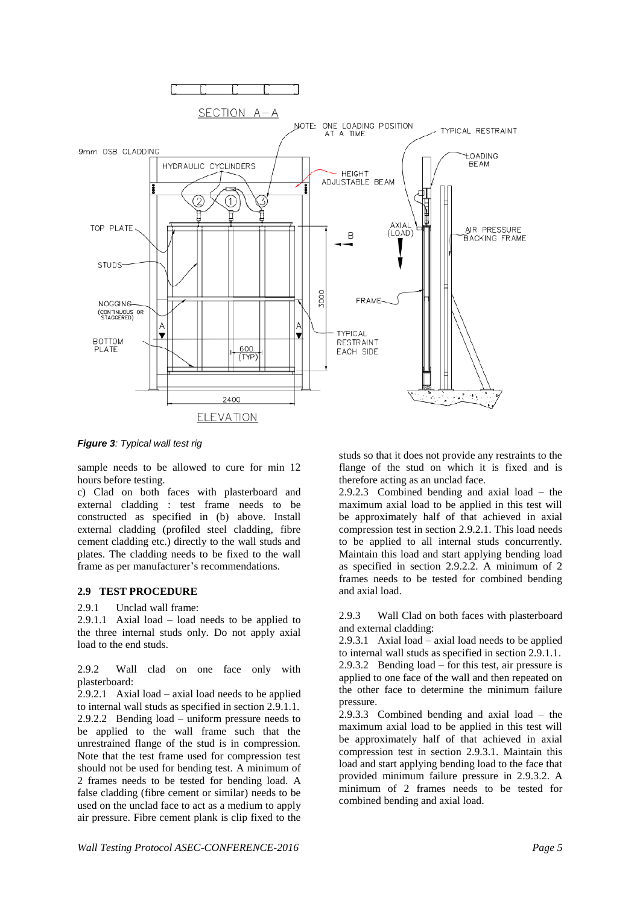*Figure 3: Typical wall test rig*

sample needs to be allowed to cure for min 12 hours before testing.

c) Clad on both faces with plasterboard and external cladding : test frame needs to be constructed as specified in (b) above. Install external cladding (profiled steel cladding, fibre cement cladding etc.) directly to the wall studs and plates. The cladding needs to be fixed to the wall frame as per manufacturer's recommendations.

## 2.9 TEST PROCEDURE

2.9.1 Unclad wall frame:

2.9.1.1 Axial load – load needs to be applied to the three internal studs only. Do not apply axial load to the end studs.

2.9.2 Wall clad on one face only with plasterboard:

2.9.2.1 Axial load – axial load needs to be applied to internal wall studs as specified in section 2.9.1.1.

2.9.2.2 Bending load – uniform pressure needs to be applied to the wall frame such that the unrestrained flange of the stud is in compression. Note that the test frame used for compression test should not be used for bending test. A minimum of 2 frames needs to be tested for bending load. A false cladding (fibre cement or similar) needs to be used on the unclad face to act as a medium to apply air pressure. Fibre cement plank is clip fixed to the studs so that it does not provide any restraints to the flange of the stud on which it is fixed and is therefore acting as an unclad face.

2.9.2.3 Combined bending and axial load – the maximum axial load to be applied in this test will be approximately half of that achieved in axial compression test in section 2.9.2.1. This load needs to be applied to all internal studs concurrently. Maintain this load and start applying bending load as specified in section 2.9.2.2. A minimum of 2 frames needs to be tested for combined bending and axial load.

2.9.3 Wall Clad on both faces with plasterboard and external cladding:

2.9.3.1 Axial load – axial load needs to be applied to internal wall studs as specified in section 2.9.1.1.

2.9.3.2 Bending load – for this test, air pressure is applied to one face of the wall and then repeated on the other face to determine the minimum failure pressure.

2.9.3.3 Combined bending and axial load – the maximum axial load to be applied in this test will be approximately half of that achieved in axial compression test in section 2.9.3.1. Maintain this load and start applying bending load to the face that provided minimum failure pressure in 2.9.3.2. A minimum of 2 frames needs to be tested for combined bending and axial load.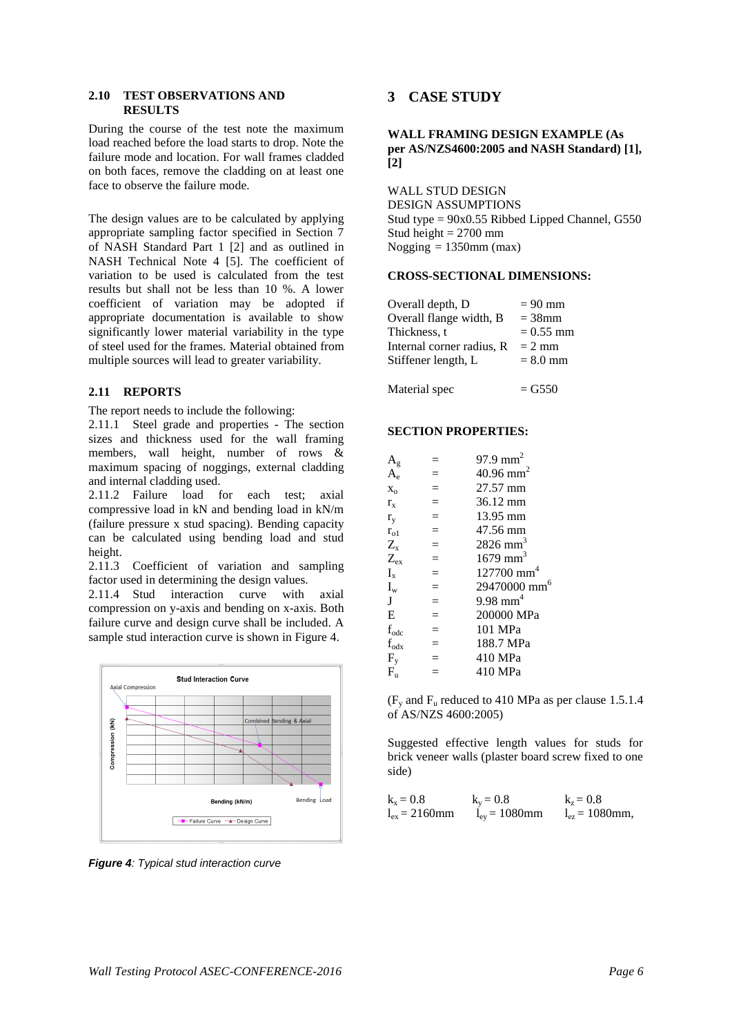### 2.10 TEST OBSERVATIONS AND RESULTS

During the course of the test note the maximum load reached before the load starts to drop. Note the failure mode and location. For wall frames cladded on both faces, remove the cladding on at least one face to observe the failure mode.

The design values are to be calculated by applying appropriate sampling factor specified in Section 7 of NASH Standard Part 1 [2] and as outlined in NASH Technical Note 4 [5]. The coefficient of variation to be used is calculated from the test results but shall not be less than 10 %. A lower coefficient of variation may be adopted if appropriate documentation is available to show significantly lower material variability in the type of steel used for the frames. Material obtained from multiple sources will lead to greater variability.

### 2.11 REPORTS

The report needs to include the following:

2.11.1 Steel grade and properties - The section sizes and thickness used for the wall framing members, wall height, number of rows & maximum spacing of noggings, external cladding and internal cladding used.

2.11.2 Failure load for each test; axial compressive load in kN and bending load in kN/m (failure pressure x stud spacing). Bending capacity can be calculated using bending load and stud height.

2.11.3 Coefficient of variation and sampling factor used in determining the design values.

2.11.4 Stud interaction curve with axial compression on y-axis and bending on x-axis. Both failure curve and design curve shall be included. A sample stud interaction curve is shown in Figure 4.

***Figure 4**: Typical stud interaction curve*

## 3 CASE STUDY

**WALL FRAMING DESIGN EXAMPLE (As per AS/NZS4600:2005 and NASH Standard) [1], [2]**

WALL STUD DESIGN
DESIGN ASSUMPTIONS
Stud type = 90x0.55 Ribbed Lipped Channel, G550
Stud height = 2700 mm
Nogging = 1350mm (max)

**CROSS-SECTIONAL DIMENSIONS:**

| | |
|---|---|
| Overall depth, D | = 90 mm |
| Overall flange width, B | = 38mm |
| Thickness, t | = 0.55 mm |
| Internal corner radius, R | = 2 mm |
| Stiffener length, L | = 8.0 mm |
| Material spec | = G550 |

**SECTION PROPERTIES:**

| | | |
|---|---|---|
| $A_g$ | = | 97.9 $mm^2$ |
| $A_e$ | = | 40.96 $mm^2$ |
| $x_o$ | = | 27.57 mm |
| $r_x$ | = | 36.12 mm |
| $r_y$ | = | 13.95 mm |
| $r_{o1}$ | = | 47.56 mm |
| $Z_x$ | = | 2826 $mm^3$ |
| $Z_{ex}$ | = | 1679 $mm^3$ |
| $I_x$ | = | 127700 $mm^4$ |
| $I_w$ | = | 29470000 $mm^6$ |
| J | = | 9.98 $mm^4$ |
| E | = | 200000 MPa |
| $f_{odc}$ | = | 101 MPa |
| $f_{odx}$ | = | 188.7 MPa |
| $F_y$ | = | 410 MPa |
| $F_u$ | = | 410 MPa |

($F_y$ and $F_u$ reduced to 410 MPa as per clause 1.5.1.4 of AS/NZS 4600:2005)

Suggested effective length values for studs for brick veneer walls (plaster board screw fixed to one side)

$k_x = 0.8$ $\quad k_y = 0.8$ $\quad k_z = 0.8$
$l_{ex} = 2160$mm $\quad l_{ey} = 1080$mm $\quad l_{ez} = 1080$mm,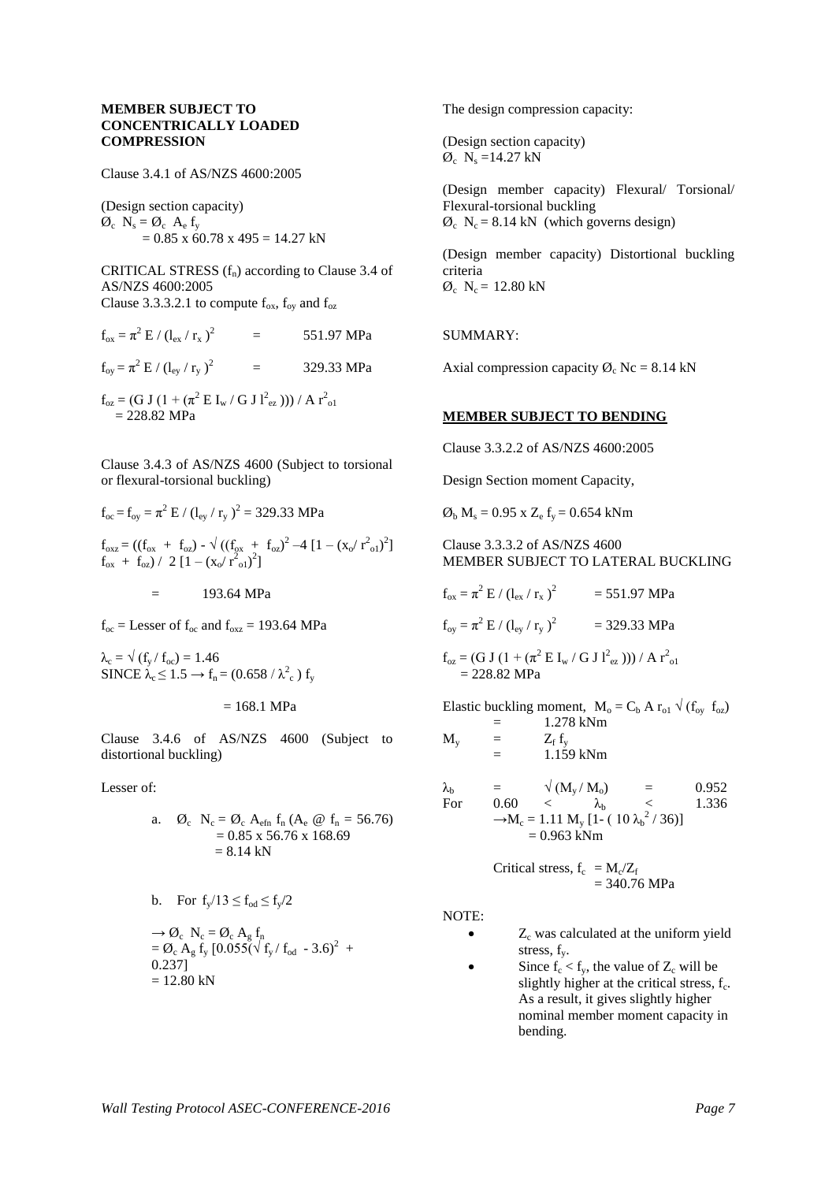**MEMBER SUBJECT TO CONCENTRICALLY LOADED COMPRESSION**

Clause 3.4.1 of AS/NZS 4600:2005

(Design section capacity)

$Ø_c \ N_s = Ø_c \ A_e \ f_y$
$= 0.85 \times 60.78 \times 495 = 14.27$ kN

CRITICAL STRESS ($f_n$) according to Clause 3.4 of AS/NZS 4600:2005

Clause 3.3.3.2.1 to compute $f_{ox}$, $f_{oy}$ and $f_{oz}$

$f_{ox} = \pi^2 E / (l_{ex} / r_x)^2 \quad = \quad 551.97$ MPa

$f_{oy} = \pi^2 E / (l_{ey} / r_y)^2 \quad = \quad 329.33$ MPa

$f_{oz} = (G \ J \ (1 + (\pi^2 E \ I_w / G \ J \ l^2_{ez}))) / A \ r^2_{o1}$
$= 228.82$ MPa

Clause 3.4.3 of AS/NZS 4600 (Subject to torsional or flexural-torsional buckling)

$f_{oc} = f_{oy} = \pi^2 E / (l_{ey} / r_y)^2 = 329.33$ MPa

$f_{oxz} = ((f_{ox} + f_{oz}) - \sqrt{((f_{ox} + f_{oz})^2 - 4 [1 - (x_o/ r^2_{o1})^2]} \ f_{ox} + f_{oz}) / 2 [1 - (x_o/ r^2_{o1})^2]$

$= \quad 193.64$ MPa

$f_{oc}$ = Lesser of $f_{oc}$ and $f_{oxz}$ = 193.64 MPa

$\lambda_c = \sqrt{(f_y / f_{oc})} = 1.46$
SINCE $\lambda_c \leq 1.5 \rightarrow f_n = (0.658 / \lambda^2_c) f_y$

$= 168.1$ MPa

Clause 3.4.6 of AS/NZS 4600 (Subject to distortional buckling)

Lesser of:

a. $Ø_c \ N_c = Ø_c \ A_{efn} \ f_n$ ($A_e$ @ $f_n = 56.76$)
$= 0.85 \times 56.76 \times 168.69$
$= 8.14$ kN

b. For $f_y/13 \leq f_{od} \leq f_y/2$

$\rightarrow Ø_c \ N_c = Ø_c \ A_g \ f_n$
$= Ø_c \ A_g \ f_y \ [0.055(\sqrt{f_y / f_{od}} - 3.6)^2 + 0.237]$
$= 12.80$ kN

The design compression capacity:

(Design section capacity)
$Ø_c \ N_s = 14.27$ kN

(Design member capacity) Flexural/ Torsional/ Flexural-torsional buckling
$Ø_c \ N_c = 8.14$ kN (which governs design)

(Design member capacity) Distortional buckling criteria
$Ø_c \ N_c = 12.80$ kN

SUMMARY:

Axial compression capacity $Ø_c$ Nc = 8.14 kN

**MEMBER SUBJECT TO BENDING**

Clause 3.3.2.2 of AS/NZS 4600:2005

Design Section moment Capacity,

$Ø_b \ M_s = 0.95 \times Z_e \ f_y = 0.654$ kNm

Clause 3.3.3.2 of AS/NZS 4600
MEMBER SUBJECT TO LATERAL BUCKLING

$f_{ox} = \pi^2 E / (l_{ex} / r_x)^2 \quad = 551.97$ MPa

$f_{oy} = \pi^2 E / (l_{ey} / r_y)^2 \quad = 329.33$ MPa

$f_{oz} = (G \ J \ (1 + (\pi^2 E \ I_w / G \ J \ l^2_{ez}))) / A \ r^2_{o1}$
$= 228.82$ MPa

Elastic buckling moment, $M_o = C_b \ A \ r_{o1} \sqrt{(f_{oy} \ f_{oz})}$
$= \quad 1.278$ kNm
$M_y \quad = \quad Z_f \ f_y$
$= \quad 1.159$ kNm

$\lambda_b \quad = \quad \sqrt{(M_y / M_o)} \quad = \quad 0.952$
For $\quad 0.60 \quad < \quad \lambda_b \quad < \quad 1.336$
$\rightarrow M_c = 1.11 \ M_y \ [1 - (10 \ \lambda_b^2 / 36)]$
$= 0.963$ kNm

Critical stress, $f_c = M_c/Z_f$
$= 340.76$ MPa

NOTE:

- $Z_c$ was calculated at the uniform yield stress, $f_y$.
- Since $f_c < f_y$, the value of $Z_c$ will be slightly higher at the critical stress, $f_c$. As a result, it gives slightly higher nominal member moment capacity in bending.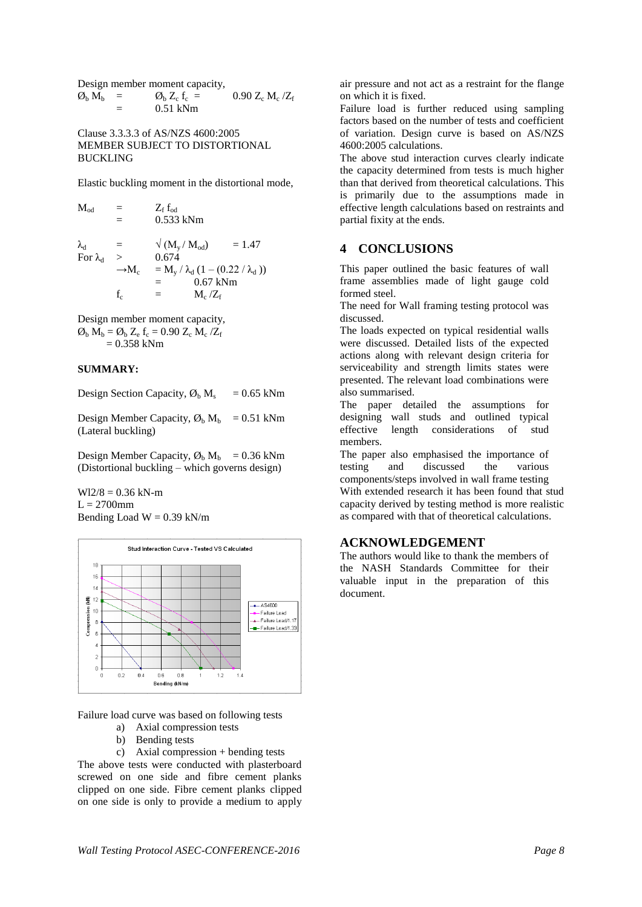Design member moment capacity,

$\O_b M_b = \O_b Z_c f_c = 0.90 Z_c M_c / Z_f$

$= 0.51$ kNm

Clause 3.3.3.3 of AS/NZS 4600:2005
MEMBER SUBJECT TO DISTORTIONAL BUCKLING

Elastic buckling moment in the distortional mode,

$M_{od} = Z_f f_{od}$

$= 0.533$ kNm

$\lambda_d = \sqrt{(M_y / M_{od})} = 1.47$

For $\lambda_d > 0.674$

$\rightarrow M_c = M_y / \lambda_d (1 - (0.22 / \lambda_d))$

$= 0.67$ kNm

$f_c = M_c / Z_f$

Design member moment capacity,

$\O_b M_b = \O_b Z_e f_c = 0.90 Z_c M_c / Z_f$

$= 0.358$ kNm

**SUMMARY:**

Design Section Capacity, $\O_b M_s = 0.65$ kNm

Design Member Capacity, $\O_b M_b = 0.51$ kNm
(Lateral buckling)

Design Member Capacity, $\O_b M_b = 0.36$ kNm
(Distortional buckling – which governs design)

$Wl2/8 = 0.36$ kN-m
$L = 2700$mm
Bending Load $W = 0.39$ kN/m

Failure load curve was based on following tests

a) Axial compression tests
b) Bending tests
c) Axial compression + bending tests

The above tests were conducted with plasterboard screwed on one side and fibre cement planks clipped on one side. Fibre cement planks clipped on one side is only to provide a medium to apply air pressure and not act as a restraint for the flange on which it is fixed.

Failure load is further reduced using sampling factors based on the number of tests and coefficient of variation. Design curve is based on AS/NZS 4600:2005 calculations.

The above stud interaction curves clearly indicate the capacity determined from tests is much higher than that derived from theoretical calculations. This is primarily due to the assumptions made in effective length calculations based on restraints and partial fixity at the ends.

## 4 CONCLUSIONS

This paper outlined the basic features of wall frame assemblies made of light gauge cold formed steel.

The need for Wall framing testing protocol was discussed.

The loads expected on typical residential walls were discussed. Detailed lists of the expected actions along with relevant design criteria for serviceability and strength limits states were presented. The relevant load combinations were also summarised.

The paper detailed the assumptions for designing wall studs and outlined typical effective length considerations of stud members.

The paper also emphasised the importance of testing and discussed the various components/steps involved in wall frame testing

With extended research it has been found that stud capacity derived by testing method is more realistic as compared with that of theoretical calculations.

## ACKNOWLEDGEMENT

The authors would like to thank the members of the NASH Standards Committee for their valuable input in the preparation of this document.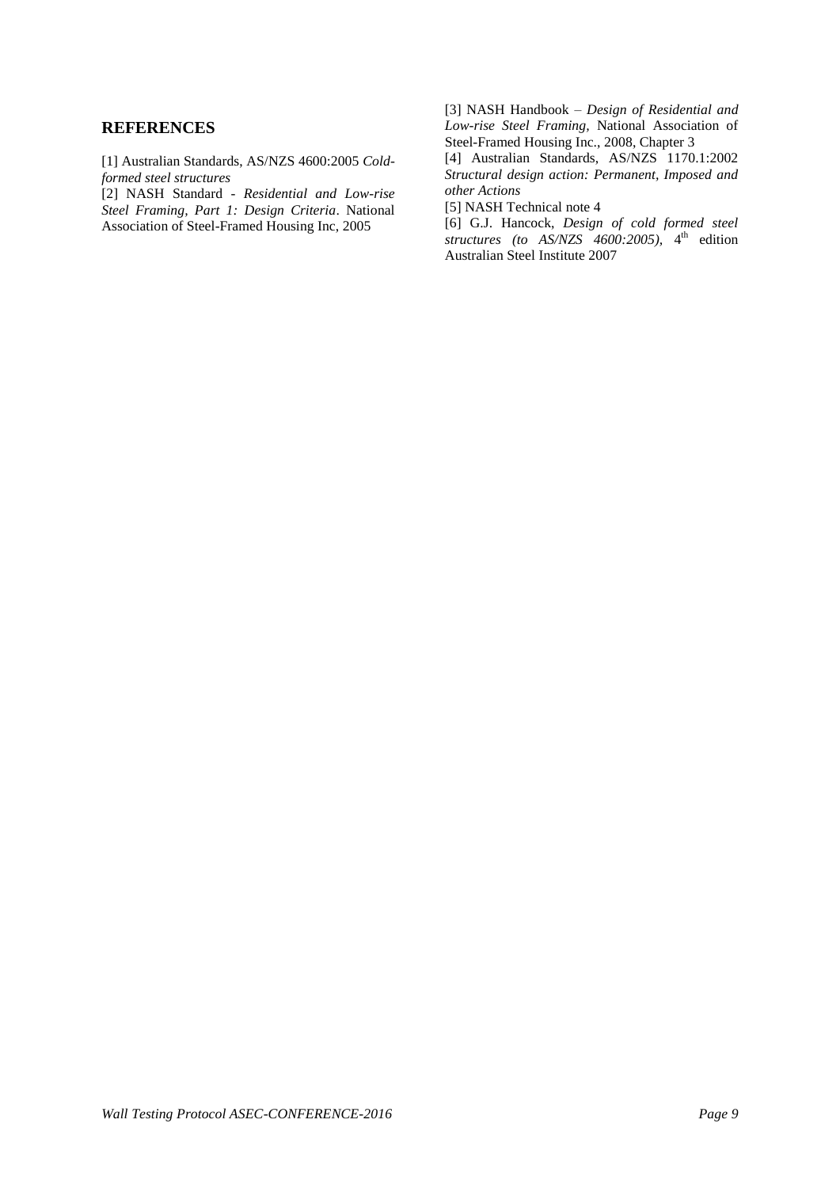## REFERENCES

[1] Australian Standards, AS/NZS 4600:2005 *Cold-formed steel structures*

[2] NASH Standard - *Residential and Low-rise Steel Framing, Part 1: Design Criteria*. National Association of Steel-Framed Housing Inc, 2005

[3] NASH Handbook – *Design of Residential and Low-rise Steel Framing*, National Association of Steel-Framed Housing Inc., 2008, Chapter 3

[4] Australian Standards, AS/NZS 1170.1:2002 *Structural design action: Permanent, Imposed and other Actions*

[5] NASH Technical note 4

[6] G.J. Hancock, *Design of cold formed steel structures (to AS/NZS 4600:2005)*, 4th edition Australian Steel Institute 2007